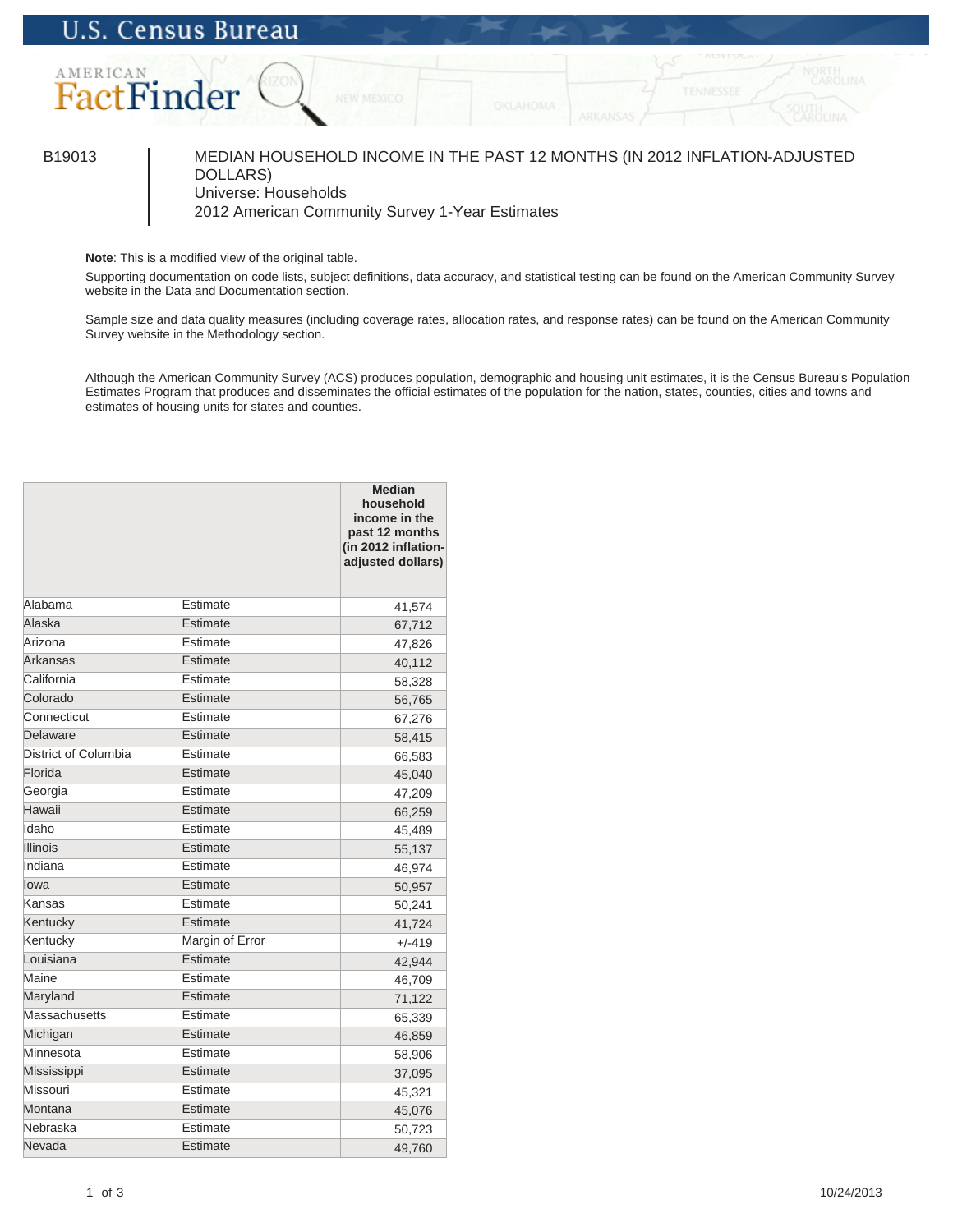U.S. Census Bureau

AMERICAN FactFinder

B19013

MEDIAN HOUSEHOLD INCOME IN THE PAST 12 MONTHS (IN 2012 INFLATION-ADJUSTED DOLLARS)
Universe: Households
2012 American Community Survey 1-Year Estimates

**Note**: This is a modified view of the original table.

Supporting documentation on code lists, subject definitions, data accuracy, and statistical testing can be found on the American Community Survey website in the Data and Documentation section.

Sample size and data quality measures (including coverage rates, allocation rates, and response rates) can be found on the American Community Survey website in the Methodology section.

Although the American Community Survey (ACS) produces population, demographic and housing unit estimates, it is the Census Bureau's Population Estimates Program that produces and disseminates the official estimates of the population for the nation, states, counties, cities and towns and estimates of housing units for states and counties.

| | | Median household income in the past 12 months (in 2012 inflation-adjusted dollars) |
|---|---|---|
| Alabama | Estimate | 41,574 |
| Alaska | Estimate | 67,712 |
| Arizona | Estimate | 47,826 |
| Arkansas | Estimate | 40,112 |
| California | Estimate | 58,328 |
| Colorado | Estimate | 56,765 |
| Connecticut | Estimate | 67,276 |
| Delaware | Estimate | 58,415 |
| District of Columbia | Estimate | 66,583 |
| Florida | Estimate | 45,040 |
| Georgia | Estimate | 47,209 |
| Hawaii | Estimate | 66,259 |
| Idaho | Estimate | 45,489 |
| Illinois | Estimate | 55,137 |
| Indiana | Estimate | 46,974 |
| Iowa | Estimate | 50,957 |
| Kansas | Estimate | 50,241 |
| Kentucky | Estimate | 41,724 |
| Kentucky | Margin of Error | +/-419 |
| Louisiana | Estimate | 42,944 |
| Maine | Estimate | 46,709 |
| Maryland | Estimate | 71,122 |
| Massachusetts | Estimate | 65,339 |
| Michigan | Estimate | 46,859 |
| Minnesota | Estimate | 58,906 |
| Mississippi | Estimate | 37,095 |
| Missouri | Estimate | 45,321 |
| Montana | Estimate | 45,076 |
| Nebraska | Estimate | 50,723 |
| Nevada | Estimate | 49,760 |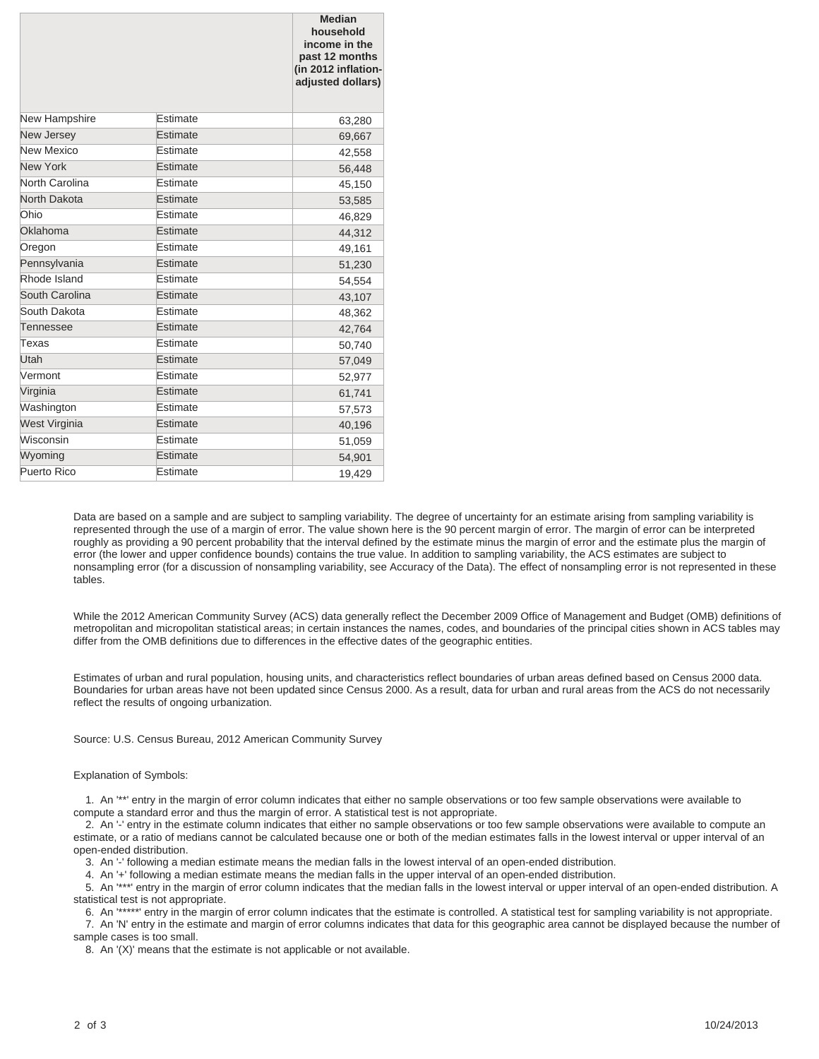| | | Median household income in the past 12 months (in 2012 inflation-adjusted dollars) |
|---|---|---|
| New Hampshire | Estimate | 63,280 |
| New Jersey | Estimate | 69,667 |
| New Mexico | Estimate | 42,558 |
| New York | Estimate | 56,448 |
| North Carolina | Estimate | 45,150 |
| North Dakota | Estimate | 53,585 |
| Ohio | Estimate | 46,829 |
| Oklahoma | Estimate | 44,312 |
| Oregon | Estimate | 49,161 |
| Pennsylvania | Estimate | 51,230 |
| Rhode Island | Estimate | 54,554 |
| South Carolina | Estimate | 43,107 |
| South Dakota | Estimate | 48,362 |
| Tennessee | Estimate | 42,764 |
| Texas | Estimate | 50,740 |
| Utah | Estimate | 57,049 |
| Vermont | Estimate | 52,977 |
| Virginia | Estimate | 61,741 |
| Washington | Estimate | 57,573 |
| West Virginia | Estimate | 40,196 |
| Wisconsin | Estimate | 51,059 |
| Wyoming | Estimate | 54,901 |
| Puerto Rico | Estimate | 19,429 |

Data are based on a sample and are subject to sampling variability. The degree of uncertainty for an estimate arising from sampling variability is represented through the use of a margin of error. The value shown here is the 90 percent margin of error. The margin of error can be interpreted roughly as providing a 90 percent probability that the interval defined by the estimate minus the margin of error and the estimate plus the margin of error (the lower and upper confidence bounds) contains the true value. In addition to sampling variability, the ACS estimates are subject to nonsampling error (for a discussion of nonsampling variability, see Accuracy of the Data). The effect of nonsampling error is not represented in these tables.

While the 2012 American Community Survey (ACS) data generally reflect the December 2009 Office of Management and Budget (OMB) definitions of metropolitan and micropolitan statistical areas; in certain instances the names, codes, and boundaries of the principal cities shown in ACS tables may differ from the OMB definitions due to differences in the effective dates of the geographic entities.

Estimates of urban and rural population, housing units, and characteristics reflect boundaries of urban areas defined based on Census 2000 data. Boundaries for urban areas have not been updated since Census 2000. As a result, data for urban and rural areas from the ACS do not necessarily reflect the results of ongoing urbanization.

Source: U.S. Census Bureau, 2012 American Community Survey

Explanation of Symbols:

1. An '**' entry in the margin of error column indicates that either no sample observations or too few sample observations were available to compute a standard error and thus the margin of error. A statistical test is not appropriate.
2. An '-' entry in the estimate column indicates that either no sample observations or too few sample observations were available to compute an estimate, or a ratio of medians cannot be calculated because one or both of the median estimates falls in the lowest interval or upper interval of an open-ended distribution.
3. An '-' following a median estimate means the median falls in the lowest interval of an open-ended distribution.
4. An '+' following a median estimate means the median falls in the upper interval of an open-ended distribution.
5. An '***' entry in the margin of error column indicates that the median falls in the lowest interval or upper interval of an open-ended distribution. A statistical test is not appropriate.
6. An '*****' entry in the margin of error column indicates that the estimate is controlled. A statistical test for sampling variability is not appropriate.
7. An 'N' entry in the estimate and margin of error columns indicates that data for this geographic area cannot be displayed because the number of sample cases is too small.
8. An '(X)' means that the estimate is not applicable or not available.